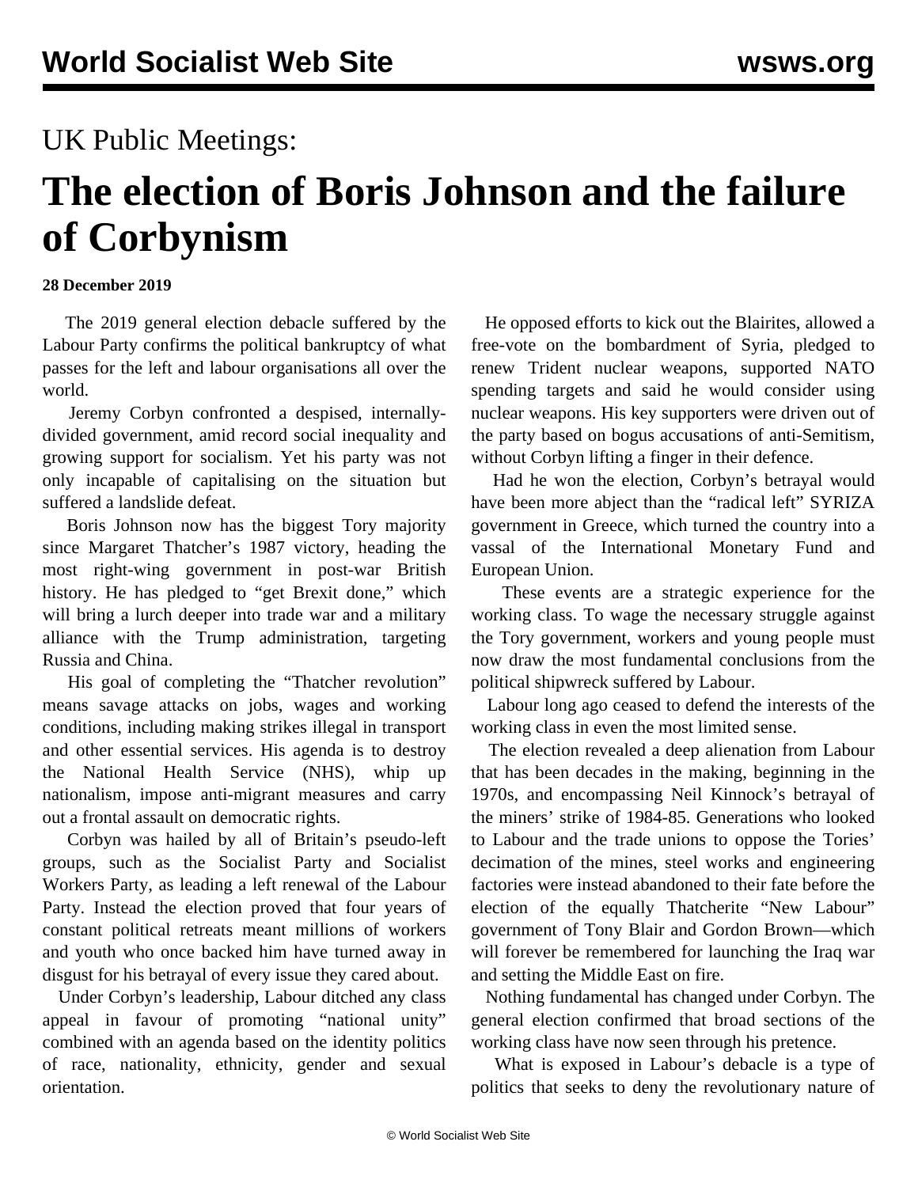UK Public Meetings:

# The election of Boris Johnson and the failure of Corbynism

**28 December 2019**

The 2019 general election debacle suffered by the Labour Party confirms the political bankruptcy of what passes for the left and labour organisations all over the world.

Jeremy Corbyn confronted a despised, internally-divided government, amid record social inequality and growing support for socialism. Yet his party was not only incapable of capitalising on the situation but suffered a landslide defeat.

Boris Johnson now has the biggest Tory majority since Margaret Thatcher's 1987 victory, heading the most right-wing government in post-war British history. He has pledged to "get Brexit done," which will bring a lurch deeper into trade war and a military alliance with the Trump administration, targeting Russia and China.

His goal of completing the "Thatcher revolution" means savage attacks on jobs, wages and working conditions, including making strikes illegal in transport and other essential services. His agenda is to destroy the National Health Service (NHS), whip up nationalism, impose anti-migrant measures and carry out a frontal assault on democratic rights.

Corbyn was hailed by all of Britain's pseudo-left groups, such as the Socialist Party and Socialist Workers Party, as leading a left renewal of the Labour Party. Instead the election proved that four years of constant political retreats meant millions of workers and youth who once backed him have turned away in disgust for his betrayal of every issue they cared about.

Under Corbyn's leadership, Labour ditched any class appeal in favour of promoting "national unity" combined with an agenda based on the identity politics of race, nationality, ethnicity, gender and sexual orientation.

He opposed efforts to kick out the Blairites, allowed a free-vote on the bombardment of Syria, pledged to renew Trident nuclear weapons, supported NATO spending targets and said he would consider using nuclear weapons. His key supporters were driven out of the party based on bogus accusations of anti-Semitism, without Corbyn lifting a finger in their defence.

Had he won the election, Corbyn's betrayal would have been more abject than the "radical left" SYRIZA government in Greece, which turned the country into a vassal of the International Monetary Fund and European Union.

These events are a strategic experience for the working class. To wage the necessary struggle against the Tory government, workers and young people must now draw the most fundamental conclusions from the political shipwreck suffered by Labour.

Labour long ago ceased to defend the interests of the working class in even the most limited sense.

The election revealed a deep alienation from Labour that has been decades in the making, beginning in the 1970s, and encompassing Neil Kinnock's betrayal of the miners' strike of 1984-85. Generations who looked to Labour and the trade unions to oppose the Tories' decimation of the mines, steel works and engineering factories were instead abandoned to their fate before the election of the equally Thatcherite "New Labour" government of Tony Blair and Gordon Brown—which will forever be remembered for launching the Iraq war and setting the Middle East on fire.

Nothing fundamental has changed under Corbyn. The general election confirmed that broad sections of the working class have now seen through his pretence.

What is exposed in Labour's debacle is a type of politics that seeks to deny the revolutionary nature of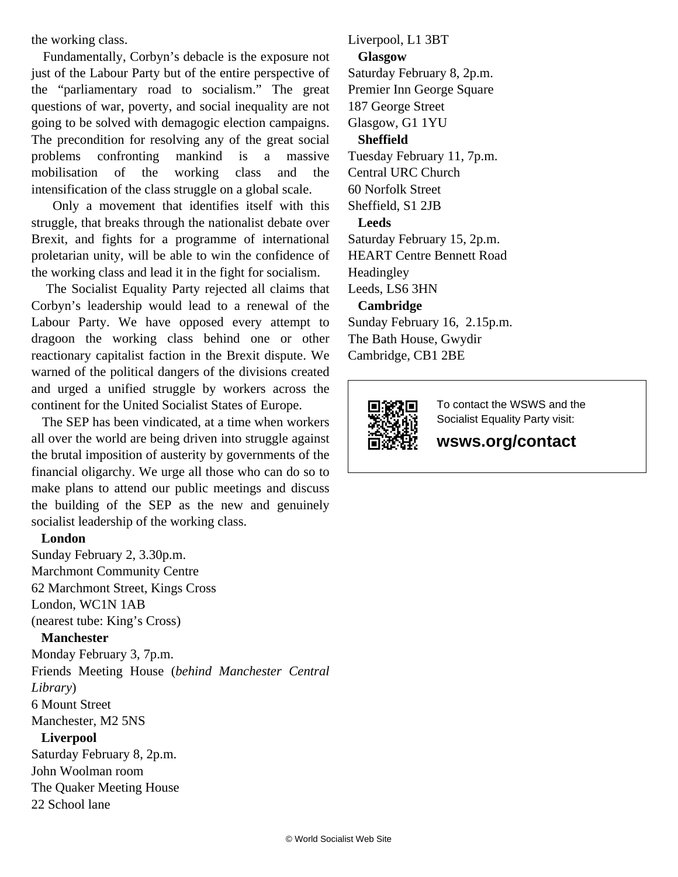the working class.

Fundamentally, Corbyn's debacle is the exposure not just of the Labour Party but of the entire perspective of the "parliamentary road to socialism." The great questions of war, poverty, and social inequality are not going to be solved with demagogic election campaigns. The precondition for resolving any of the great social problems confronting mankind is a massive mobilisation of the working class and the intensification of the class struggle on a global scale.

Only a movement that identifies itself with this struggle, that breaks through the nationalist debate over Brexit, and fights for a programme of international proletarian unity, will be able to win the confidence of the working class and lead it in the fight for socialism.

The Socialist Equality Party rejected all claims that Corbyn's leadership would lead to a renewal of the Labour Party. We have opposed every attempt to dragoon the working class behind one or other reactionary capitalist faction in the Brexit dispute. We warned of the political dangers of the divisions created and urged a unified struggle by workers across the continent for the United Socialist States of Europe.

The SEP has been vindicated, at a time when workers all over the world are being driven into struggle against the brutal imposition of austerity by governments of the financial oligarchy. We urge all those who can do so to make plans to attend our public meetings and discuss the building of the SEP as the new and genuinely socialist leadership of the working class.

**London**

Sunday February 2, 3.30p.m.
Marchmont Community Centre
62 Marchmont Street, Kings Cross
London, WC1N 1AB
(nearest tube: King's Cross)

**Manchester**

Monday February 3, 7p.m.
Friends Meeting House (*behind Manchester Central Library*)
6 Mount Street
Manchester, M2 5NS

**Liverpool**

Saturday February 8, 2p.m.
John Woolman room
The Quaker Meeting House
22 School lane
Liverpool, L1 3BT

**Glasgow**

Saturday February 8, 2p.m.
Premier Inn George Square
187 George Street
Glasgow, G1 1YU

**Sheffield**

Tuesday February 11, 7p.m.
Central URC Church
60 Norfolk Street
Sheffield, S1 2JB

**Leeds**

Saturday February 15, 2p.m.
HEART Centre Bennett Road
Headingley
Leeds, LS6 3HN

**Cambridge**

Sunday February 16, 2.15p.m.
The Bath House, Gwydir
Cambridge, CB1 2BE

To contact the WSWS and the Socialist Equality Party visit:

**wsws.org/contact**